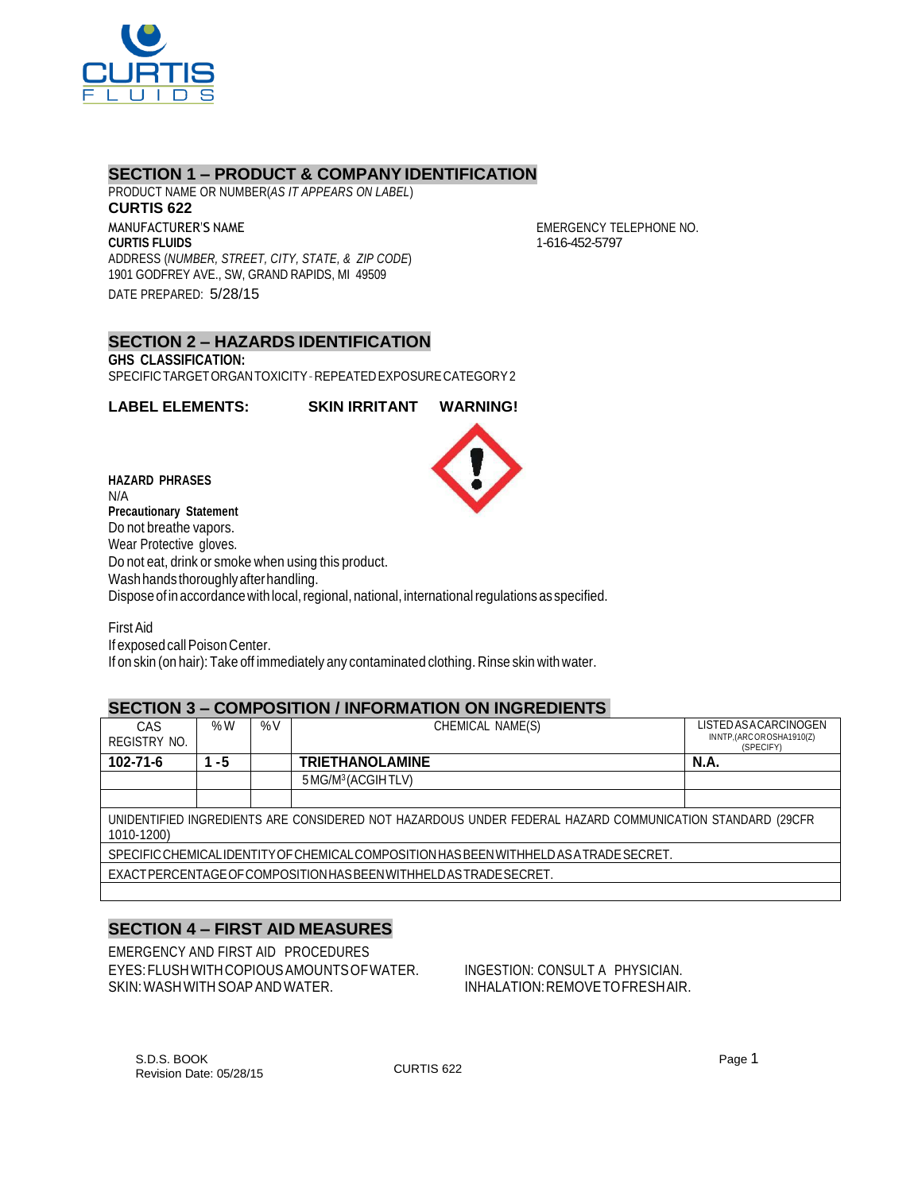## SECTION 1 – PRODUCT & COMPANY IDENTIFICATION

PRODUCT NAME OR NUMBER(*AS IT APPEARS ON LABEL*)

**CURTIS 622**

MANUFACTURER'S NAME

**CURTIS FLUIDS**

ADDRESS (*NUMBER, STREET, CITY, STATE, & ZIP CODE*)

1901 GODFREY AVE., SW, GRAND RAPIDS, MI 49509

DATE PREPARED: 5/28/15

EMERGENCY TELEPHONE NO.

1-616-452-5797

## SECTION 2 – HAZARDS IDENTIFICATION

**GHS CLASSIFICATION:**

SPECIFIC TARGET ORGAN TOXICITY - REPEATED EXPOSURE CATEGORY 2

**LABEL ELEMENTS:** **SKIN IRRITANT** **WARNING!**

**HAZARD PHRASES**

N/A

**Precautionary Statement**

Do not breathe vapors.
Wear Protective gloves.
Do not eat, drink or smoke when using this product.
Wash hands thoroughly after handling.
Dispose of in accordance with local, regional, national, international regulations as specified.

First Aid

If exposed call Poison Center.
If on skin (on hair): Take off immediately any contaminated clothing. Rinse skin with water.

## SECTION 3 – COMPOSITION / INFORMATION ON INGREDIENTS

| CAS REGISTRY NO. | %W | %V | CHEMICAL NAME(S) | LISTED AS A CARCINOGEN IN NTP, (ARC OR OSHA 1910(Z) (SPECIFY) |
|---|---|---|---|---|
| **102-71-6** | **1 - 5** | | **TRIETHANOLAMINE** | **N.A.** |
| | | | 5 MG/M$^3$ (ACGIH TLV) | |
| | | | | |
| UNIDENTIFIED INGREDIENTS ARE CONSIDERED NOT HAZARDOUS UNDER FEDERAL HAZARD COMMUNICATION STANDARD (29CFR 1010-1200) | | | | |
| SPECIFIC CHEMICAL IDENTITY OF CHEMICAL COMPOSITION HAS BEEN WITHHELD AS A TRADE SECRET. | | | | |
| EXACT PERCENTAGE OF COMPOSITION HAS BEEN WITHHELD AS TRADE SECRET. | | | | |

## SECTION 4 – FIRST AID MEASURES

EMERGENCY AND FIRST AID PROCEDURES

EYES: FLUSH WITH COPIOUS AMOUNTS OF WATER.
SKIN: WASH WITH SOAP AND WATER.
INGESTION: CONSULT A PHYSICIAN.
INHALATION: REMOVE TO FRESH AIR.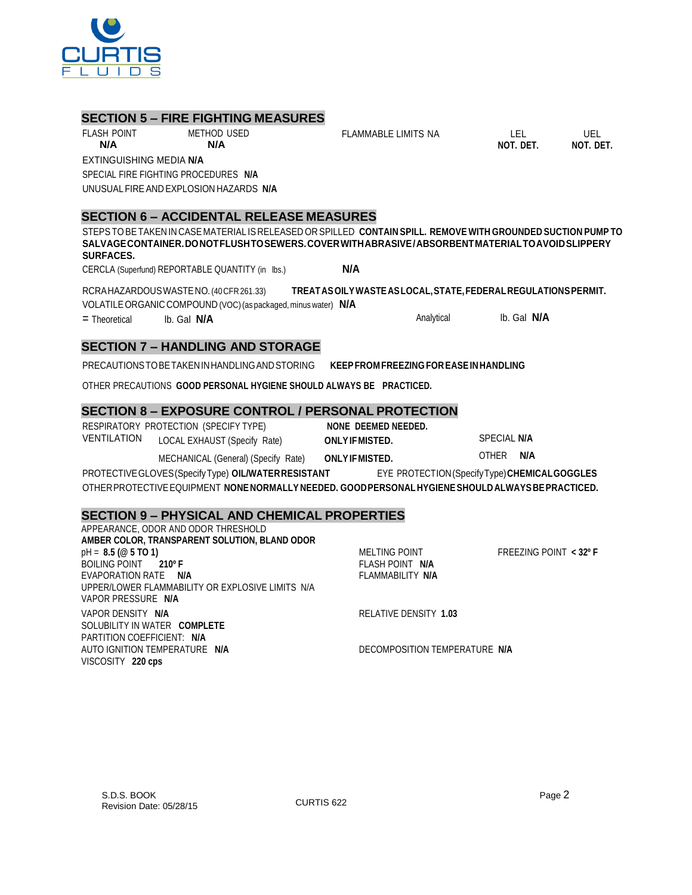## SECTION 5 – FIRE FIGHTING MEASURES

| FLASH POINT | METHOD USED | FLAMMABLE LIMITS NA | LEL | UEL |
|---|---|---|---|---|
| **N/A** | **N/A** | | **NOT. DET.** | **NOT. DET.** |

EXTINGUISHING MEDIA **N/A**

SPECIAL FIRE FIGHTING PROCEDURES **N/A**

UNUSUAL FIRE AND EXPLOSION HAZARDS **N/A**

## SECTION 6 – ACCIDENTAL RELEASE MEASURES

STEPS TO BE TAKEN IN CASE MATERIAL IS RELEASED OR SPILLED **CONTAIN SPILL. REMOVE WITH GROUNDED SUCTION PUMP TO SALVAGE CONTAINER. DO NOT FLUSH TO SEWERS. COVER WITH ABRASIVE/ABSORBENT MATERIAL TO AVOID SLIPPERY SURFACES.**

CERCLA (Superfund) REPORTABLE QUANTITY (in lbs.) **N/A**

RCRA HAZARDOUS WASTE NO. (40 CFR 261.33) **TREAT AS OILY WASTE AS LOCAL, STATE, FEDERAL REGULATIONS PERMIT.**

VOLATILE ORGANIC COMPOUND (VOC) (as packaged, minus water) **N/A**

= Theoretical lb. Gal **N/A** Analytical lb. Gal **N/A**

## SECTION 7 – HANDLING AND STORAGE

PRECAUTIONS TO BE TAKEN IN HANDLING AND STORING **KEEP FROM FREEZING FOR EASE IN HANDLING**

OTHER PRECAUTIONS **GOOD PERSONAL HYGIENE SHOULD ALWAYS BE PRACTICED.**

## SECTION 8 – EXPOSURE CONTROL / PERSONAL PROTECTION

RESPIRATORY PROTECTION (SPECIFY TYPE) **NONE DEEMED NEEDED.**

VENTILATION
- LOCAL EXHAUST (Specify Rate) **ONLY IF MISTED.** SPECIAL **N/A**
- MECHANICAL (General) (Specify Rate) **ONLY IF MISTED.** OTHER **N/A**

PROTECTIVE GLOVES (Specify Type) **OIL/WATER RESISTANT** EYE PROTECTION (Specify Type) **CHEMICAL GOGGLES**

OTHER PROTECTIVE EQUIPMENT **NONE NORMALLY NEEDED. GOOD PERSONAL HYGIENE SHOULD ALWAYS BE PRACTICED.**

## SECTION 9 – PHYSICAL AND CHEMICAL PROPERTIES

APPEARANCE, ODOR AND ODOR THRESHOLD
**AMBER COLOR, TRANSPARENT SOLUTION, BLAND ODOR**

pH = **8.5 (@ 5 TO 1)**

MELTING POINT

FREEZING POINT **< 32º F**

BOILING POINT **210º F**

FLASH POINT **N/A**

EVAPORATION RATE **N/A**

FLAMMABILITY **N/A**

UPPER/LOWER FLAMMABILITY OR EXPLOSIVE LIMITS N/A

VAPOR PRESSURE **N/A**

VAPOR DENSITY **N/A**

RELATIVE DENSITY **1.03**

SOLUBILITY IN WATER **COMPLETE**

PARTITION COEFFICIENT: **N/A**

AUTO IGNITION TEMPERATURE **N/A**

DECOMPOSITION TEMPERATURE **N/A**

VISCOSITY **220 cps**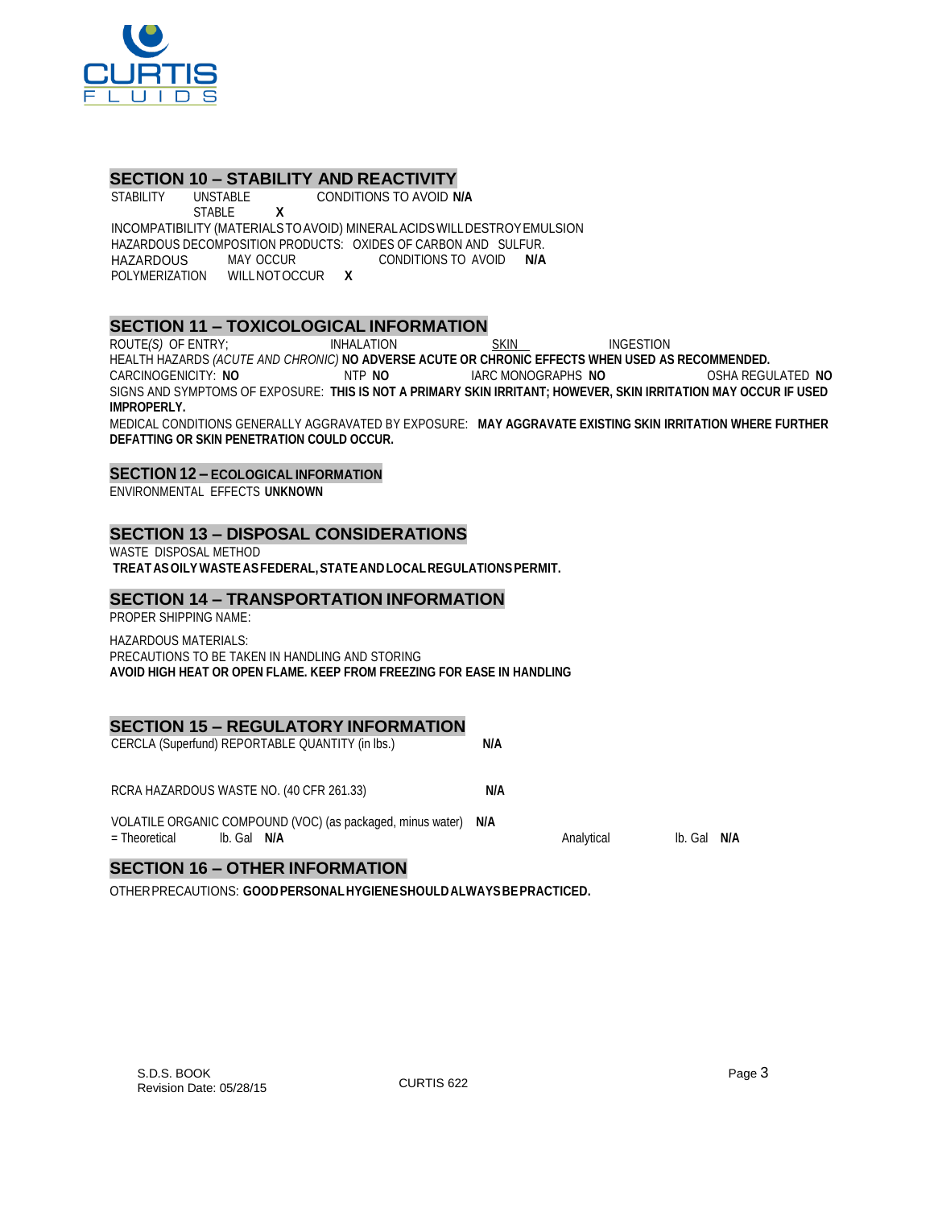## SECTION 10 – STABILITY AND REACTIVITY

STABILITY UNSTABLE CONDITIONS TO AVOID **N/A**
STABLE **X**

INCOMPATIBILITY (MATERIALS TO AVOID) MINERAL ACIDS WILL DESTROY EMULSION

HAZARDOUS DECOMPOSITION PRODUCTS: OXIDES OF CARBON AND SULFUR.

HAZARDOUS POLYMERIZATION MAY OCCUR CONDITIONS TO AVOID **N/A**
WILL NOT OCCUR **X**

## SECTION 11 – TOXICOLOGICAL INFORMATION

ROUTE*(S)* OF ENTRY; INHALATION SKIN INGESTION

HEALTH HAZARDS *(ACUTE AND CHRONIC)* **NO ADVERSE ACUTE OR CHRONIC EFFECTS WHEN USED AS RECOMMENDED.**

CARCINOGENICITY: **NO** NTP **NO** IARC MONOGRAPHS **NO** OSHA REGULATED **NO**

SIGNS AND SYMPTOMS OF EXPOSURE: **THIS IS NOT A PRIMARY SKIN IRRITANT; HOWEVER, SKIN IRRITATION MAY OCCUR IF USED IMPROPERLY.**

MEDICAL CONDITIONS GENERALLY AGGRAVATED BY EXPOSURE: **MAY AGGRAVATE EXISTING SKIN IRRITATION WHERE FURTHER DEFATTING OR SKIN PENETRATION COULD OCCUR.**

## SECTION 12 – ECOLOGICAL INFORMATION

ENVIRONMENTAL EFFECTS **UNKNOWN**

## SECTION 13 – DISPOSAL CONSIDERATIONS

WASTE DISPOSAL METHOD

**TREAT AS OILY WASTE AS FEDERAL, STATE AND LOCAL REGULATIONS PERMIT.**

## SECTION 14 – TRANSPORTATION INFORMATION

PROPER SHIPPING NAME:

HAZARDOUS MATERIALS:

PRECAUTIONS TO BE TAKEN IN HANDLING AND STORING

**AVOID HIGH HEAT OR OPEN FLAME. KEEP FROM FREEZING FOR EASE IN HANDLING**

## SECTION 15 – REGULATORY INFORMATION

CERCLA (Superfund) REPORTABLE QUANTITY (in lbs.) **N/A**

RCRA HAZARDOUS WASTE NO. (40 CFR 261.33) **N/A**

VOLATILE ORGANIC COMPOUND (VOC) (as packaged, minus water) **N/A**
= Theoretical lb. Gal **N/A** Analytical lb. Gal **N/A**

## SECTION 16 – OTHER INFORMATION

OTHER PRECAUTIONS: **GOOD PERSONAL HYGIENE SHOULD ALWAYS BE PRACTICED.**